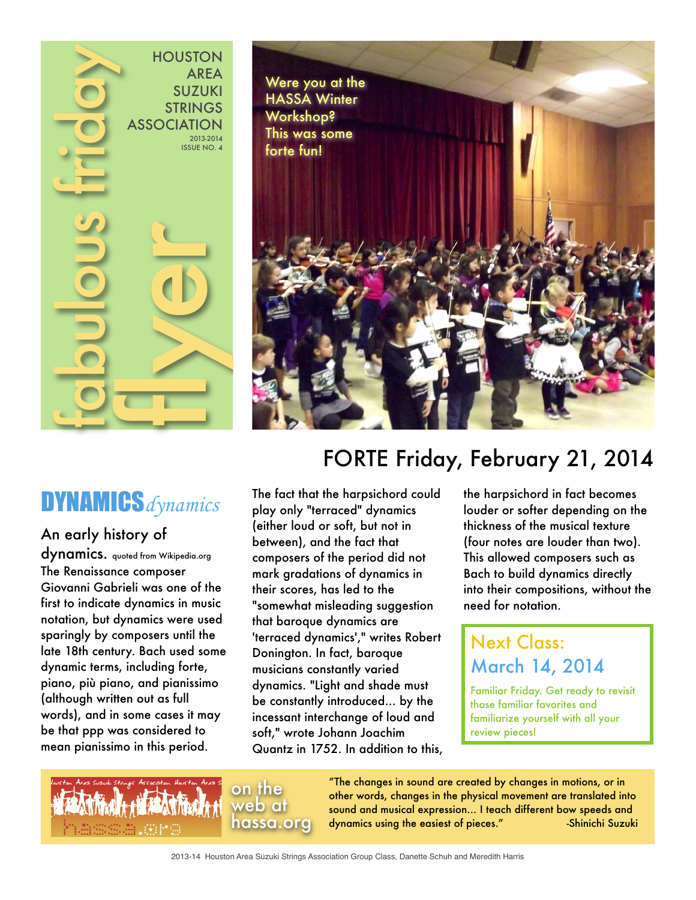# fabulous friday flyer

HOUSTON AREA SUZUKI STRINGS ASSOCIATION
2013-2014
ISSUE NO. 4

Were you at the HASSA Winter Workshop? This was some forte fun!

## FORTE Friday, February 21, 2014

## DYNAMICS *dynamics*

### An early history of dynamics. quoted from Wikipedia.org

The Renaissance composer Giovanni Gabrieli was one of the first to indicate dynamics in music notation, but dynamics were used sparingly by composers until the late 18th century. Bach used some dynamic terms, including forte, piano, più piano, and pianissimo (although written out as full words), and in some cases it may be that ppp was considered to mean pianissimo in this period.

The fact that the harpsichord could play only "terraced" dynamics (either loud or soft, but not in between), and the fact that composers of the period did not mark gradations of dynamics in their scores, has led to the "somewhat misleading suggestion that baroque dynamics are 'terraced dynamics'," writes Robert Donington. In fact, baroque musicians constantly varied dynamics. "Light and shade must be constantly introduced... by the incessant interchange of loud and soft," wrote Johann Joachim Quantz in 1752. In addition to this, the harpsichord in fact becomes louder or softer depending on the thickness of the musical texture (four notes are louder than two). This allowed composers such as Bach to build dynamics directly into their compositions, without the need for notation.

> **Next Class: March 14, 2014**
>
> Familiar Friday. Get ready to revisit those familiar favorites and familiarize yourself with all your review pieces!

on the web at hassa.org

"The changes in sound are created by changes in motions, or in other words, changes in the physical movement are translated into sound and musical expression... I teach different bow speeds and dynamics using the easiest of pieces." -Shinichi Suzuki

2013-14 Houston Area Suzuki Strings Association Group Class, Danette Schuh and Meredith Harris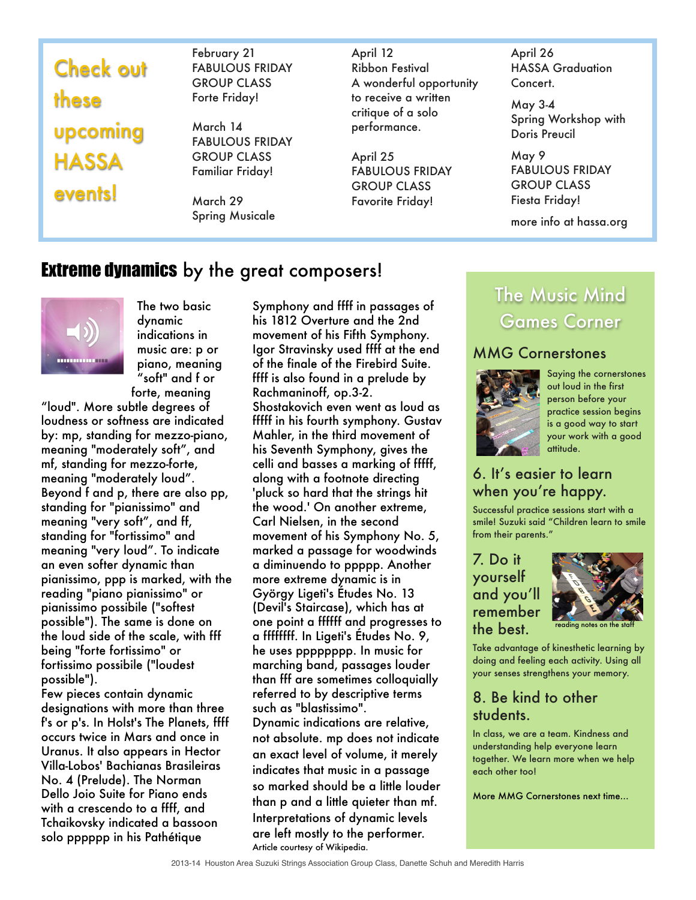## Check out these upcoming HASSA events!

February 21
FABULOUS FRIDAY
GROUP CLASS
Forte Friday!

March 14
FABULOUS FRIDAY
GROUP CLASS
Familiar Friday!

March 29
Spring Musicale

April 12
Ribbon Festival
A wonderful opportunity to receive a written critique of a solo performance.

April 25
FABULOUS FRIDAY
GROUP CLASS
Favorite Friday!

April 26
HASSA Graduation Concert.

May 3-4
Spring Workshop with Doris Preucil

May 9
FABULOUS FRIDAY
GROUP CLASS
Fiesta Friday!

more info at hassa.org

# **Extreme dynamics** by the great composers!

The two basic dynamic indications in music are: p or piano, meaning "soft" and f or forte, meaning "loud". More subtle degrees of loudness or softness are indicated by: mp, standing for mezzo-piano, meaning "moderately soft", and mf, standing for mezzo-forte, meaning "moderately loud". Beyond f and p, there are also pp, standing for "pianissimo" and meaning "very soft", and ff, standing for "fortissimo" and meaning "very loud". To indicate an even softer dynamic than pianissimo, ppp is marked, with the reading "piano pianissimo" or pianissimo possibile ("softest possible"). The same is done on the loud side of the scale, with fff being "forte fortissimo" or fortissimo possibile ("loudest possible").

Few pieces contain dynamic designations with more than three f's or p's. In Holst's The Planets, ffff occurs twice in Mars and once in Uranus. It also appears in Hector Villa-Lobos' Bachianas Brasileiras No. 4 (Prelude). The Norman Dello Joio Suite for Piano ends with a crescendo to a ffff, and Tchaikovsky indicated a bassoon solo pppppp in his Pathétique Symphony and ffff in passages of his 1812 Overture and the 2nd movement of his Fifth Symphony. Igor Stravinsky used ffff at the end of the finale of the Firebird Suite. ffff is also found in a prelude by Rachmaninoff, op.3-2. Shostakovich even went as loud as fffff in his fourth symphony. Gustav Mahler, in the third movement of his Seventh Symphony, gives the celli and basses a marking of fffff, along with a footnote directing 'pluck so hard that the strings hit the wood.' On another extreme, Carl Nielsen, in the second movement of his Symphony No. 5, marked a passage for woodwinds a diminuendo to ppppp. Another more extreme dynamic is in György Ligeti's Études No. 13 (Devil's Staircase), which has at one point a ffffff and progresses to a ffffffff. In Ligeti's Études No. 9, he uses pppppppp. In music for marching band, passages louder than fff are sometimes colloquially referred to by descriptive terms such as "blastissimo".

Dynamic indications are relative, not absolute. mp does not indicate an exact level of volume, it merely indicates that music in a passage so marked should be a little louder than p and a little quieter than mf. Interpretations of dynamic levels are left mostly to the performer.

Article courtesy of Wikipedia.

## The Music Mind Games Corner

### MMG Cornerstones

Saying the cornerstones out loud in the first person before your practice session begins is a good way to start your work with a good attitude.

### 6. It's easier to learn when you're happy.

Successful practice sessions start with a smile! Suzuki said "Children learn to smile from their parents."

### 7. Do it yourself and you'll remember the best.

reading notes on the staff

Take advantage of kinesthetic learning by doing and feeling each activity. Using all your senses strengthens your memory.

### 8. Be kind to other students.

In class, we are a team. Kindness and understanding help everyone learn together. We learn more when we help each other too!

More MMG Cornerstones next time...

2013-14 Houston Area Suzuki Strings Association Group Class, Danette Schuh and Meredith Harris